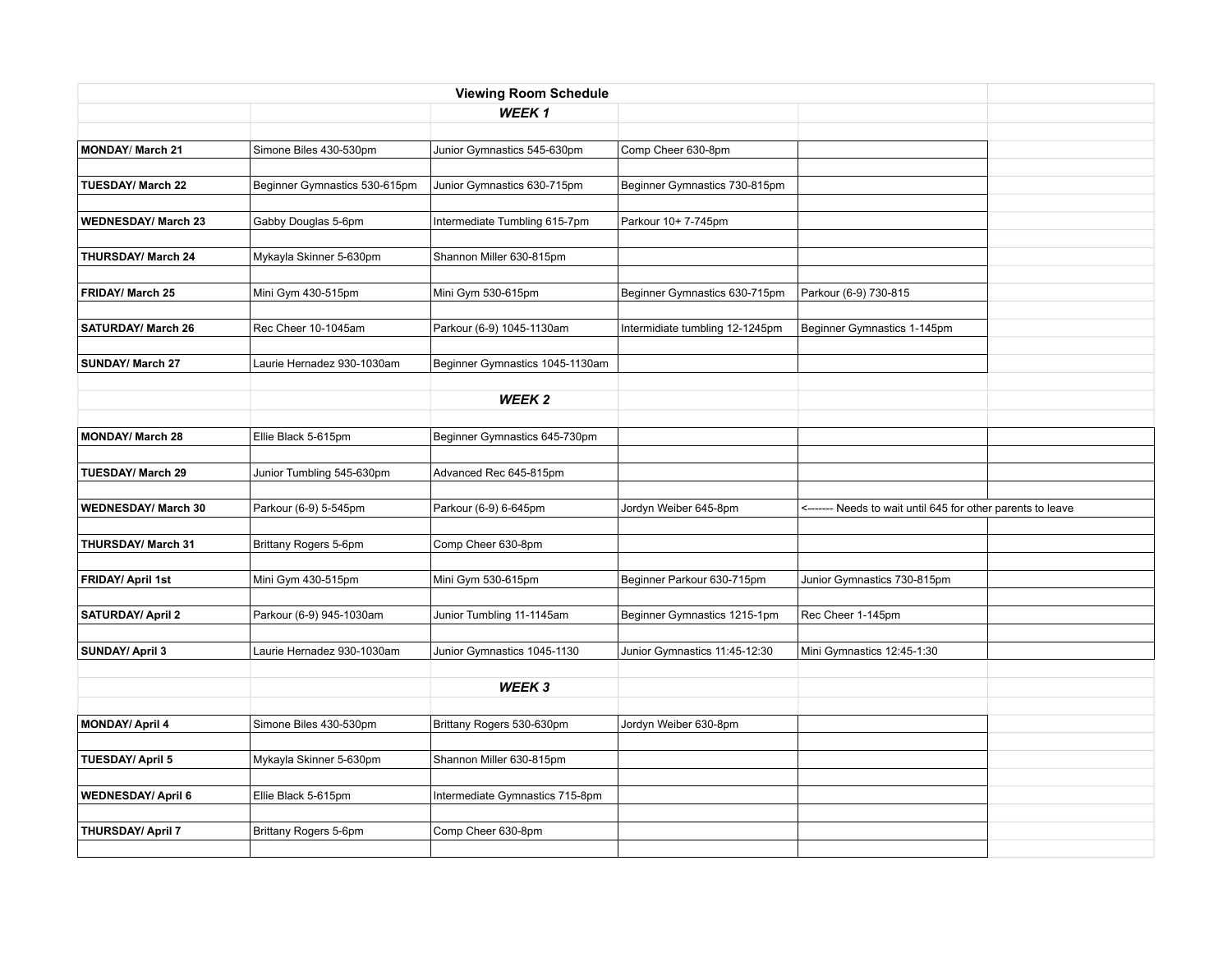# Viewing Room Schedule

## *WEEK 1*

| | | | | |
|---|---|---|---|---|
| **MONDAY/ March 21** | Simone Biles 430-530pm | Junior Gymnastics 545-630pm | Comp Cheer 630-8pm | |
| **TUESDAY/ March 22** | Beginner Gymnastics 530-615pm | Junior Gymnastics 630-715pm | Beginner Gymnastics 730-815pm | |
| **WEDNESDAY/ March 23** | Gabby Douglas 5-6pm | Intermediate Tumbling 615-7pm | Parkour 10+ 7-745pm | |
| **THURSDAY/ March 24** | Mykayla Skinner 5-630pm | Shannon Miller 630-815pm | | |
| **FRIDAY/ March 25** | Mini Gym 430-515pm | Mini Gym 530-615pm | Beginner Gymnastics 630-715pm | Parkour (6-9) 730-815 |
| **SATURDAY/ March 26** | Rec Cheer 10-1045am | Parkour (6-9) 1045-1130am | Intermidiate tumbling 12-1245pm | Beginner Gymnastics 1-145pm |
| **SUNDAY/ March 27** | Laurie Hernadez 930-1030am | Beginner Gymnastics 1045-1130am | | |

## *WEEK 2*

| | | | | |
|---|---|---|---|---|
| **MONDAY/ March 28** | Ellie Black 5-615pm | Beginner Gymnastics 645-730pm | | |
| **TUESDAY/ March 29** | Junior Tumbling 545-630pm | Advanced Rec 645-815pm | | |
| **WEDNESDAY/ March 30** | Parkour (6-9) 5-545pm | Parkour (6-9) 6-645pm | Jordyn Weiber 645-8pm | <------- Needs to wait until 645 for other parents to leave |
| **THURSDAY/ March 31** | Brittany Rogers 5-6pm | Comp Cheer 630-8pm | | |
| **FRIDAY/ April 1st** | Mini Gym 430-515pm | Mini Gym 530-615pm | Beginner Parkour 630-715pm | Junior Gymnastics 730-815pm |
| **SATURDAY/ April 2** | Parkour (6-9) 945-1030am | Junior Tumbling 11-1145am | Beginner Gymnastics 1215-1pm | Rec Cheer 1-145pm |
| **SUNDAY/ April 3** | Laurie Hernadez 930-1030am | Junior Gymnastics 1045-1130 | Junior Gymnastics 11:45-12:30 | Mini Gymnastics 12:45-1:30 |

## *WEEK 3*

| | | | | |
|---|---|---|---|---|
| **MONDAY/ April 4** | Simone Biles 430-530pm | Brittany Rogers 530-630pm | Jordyn Weiber 630-8pm | |
| **TUESDAY/ April 5** | Mykayla Skinner 5-630pm | Shannon Miller 630-815pm | | |
| **WEDNESDAY/ April 6** | Ellie Black 5-615pm | Intermediate Gymnastics 715-8pm | | |
| **THURSDAY/ April 7** | Brittany Rogers 5-6pm | Comp Cheer 630-8pm | | |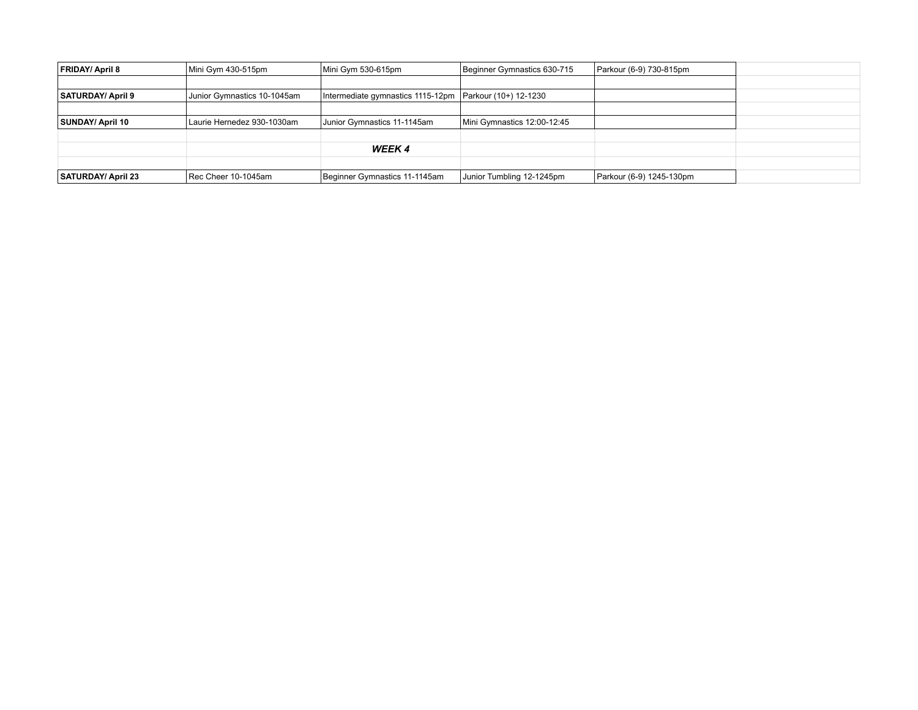| | | | | | |
|---|---|---|---|---|---|
| **FRIDAY/ April 8** | Mini Gym 430-515pm | Mini Gym 530-615pm | Beginner Gymnastics 630-715 | Parkour (6-9) 730-815pm | |
| | | | | | |
| **SATURDAY/ April 9** | Junior Gymnastics 10-1045am | Intermediate gymnastics 1115-12pm | Parkour (10+) 12-1230 | | |
| | | | | | |
| **SUNDAY/ April 10** | Laurie Hernedez 930-1030am | Junior Gymnastics 11-1145am | Mini Gymnastics 12:00-12:45 | | |
| | | | | | |
| | | ***WEEK 4*** | | | |
| | | | | | |
| **SATURDAY/ April 23** | Rec Cheer 10-1045am | Beginner Gymnastics 11-1145am | Junior Tumbling 12-1245pm | Parkour (6-9) 1245-130pm | |